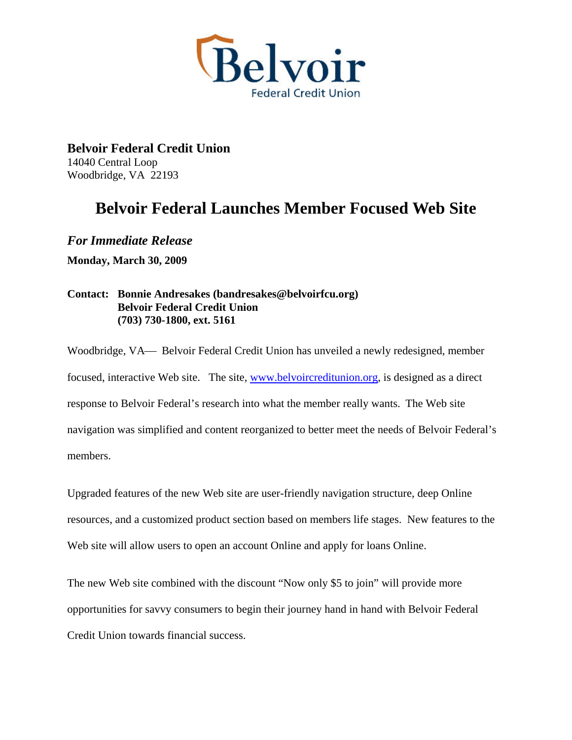Belvoir
Federal Credit Union

**Belvoir Federal Credit Union**
14040 Central Loop
Woodbridge, VA 22193

# Belvoir Federal Launches Member Focused Web Site

***For Immediate Release***

**Monday, March 30, 2009**

**Contact: Bonnie Andresakes (bandresakes@belvoirfcu.org)**
**Belvoir Federal Credit Union**
**(703) 730-1800, ext. 5161**

Woodbridge, VA— Belvoir Federal Credit Union has unveiled a newly redesigned, member focused, interactive Web site. The site, www.belvoircreditunion.org, is designed as a direct response to Belvoir Federal's research into what the member really wants. The Web site navigation was simplified and content reorganized to better meet the needs of Belvoir Federal's members.

Upgraded features of the new Web site are user-friendly navigation structure, deep Online resources, and a customized product section based on members life stages. New features to the Web site will allow users to open an account Online and apply for loans Online.

The new Web site combined with the discount "Now only $5 to join" will provide more opportunities for savvy consumers to begin their journey hand in hand with Belvoir Federal Credit Union towards financial success.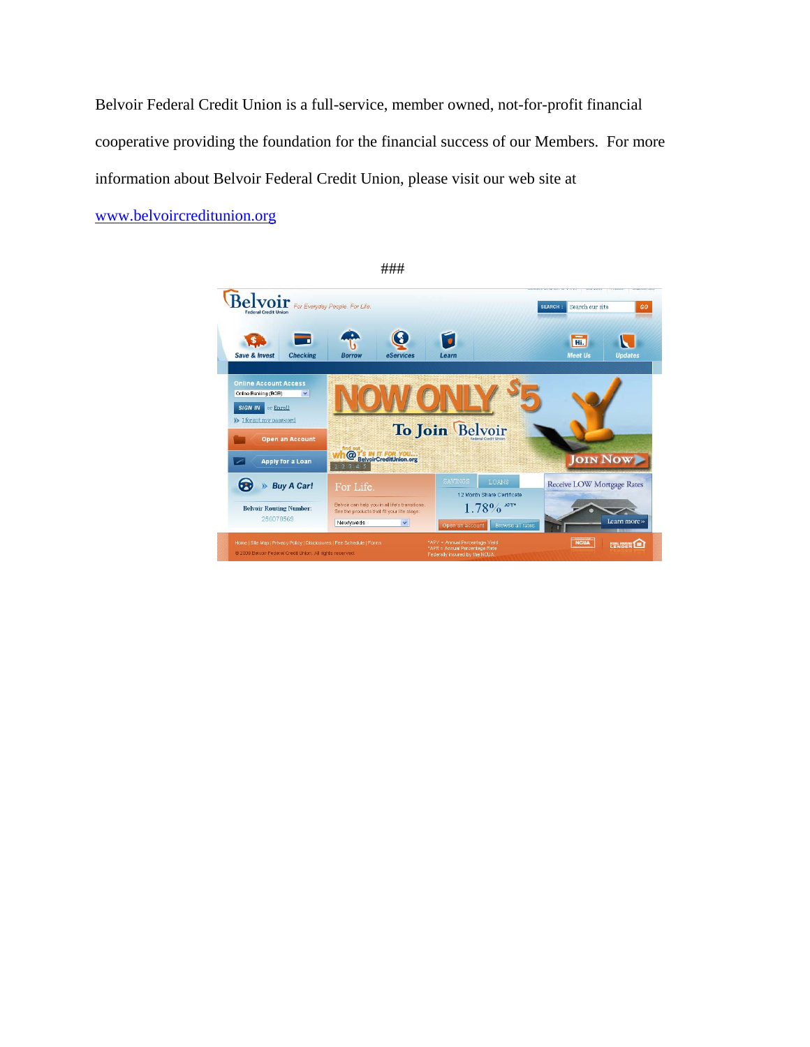Belvoir Federal Credit Union is a full-service, member owned, not-for-profit financial cooperative providing the foundation for the financial success of our Members. For more information about Belvoir Federal Credit Union, please visit our web site at www.belvoircreditunion.org

###